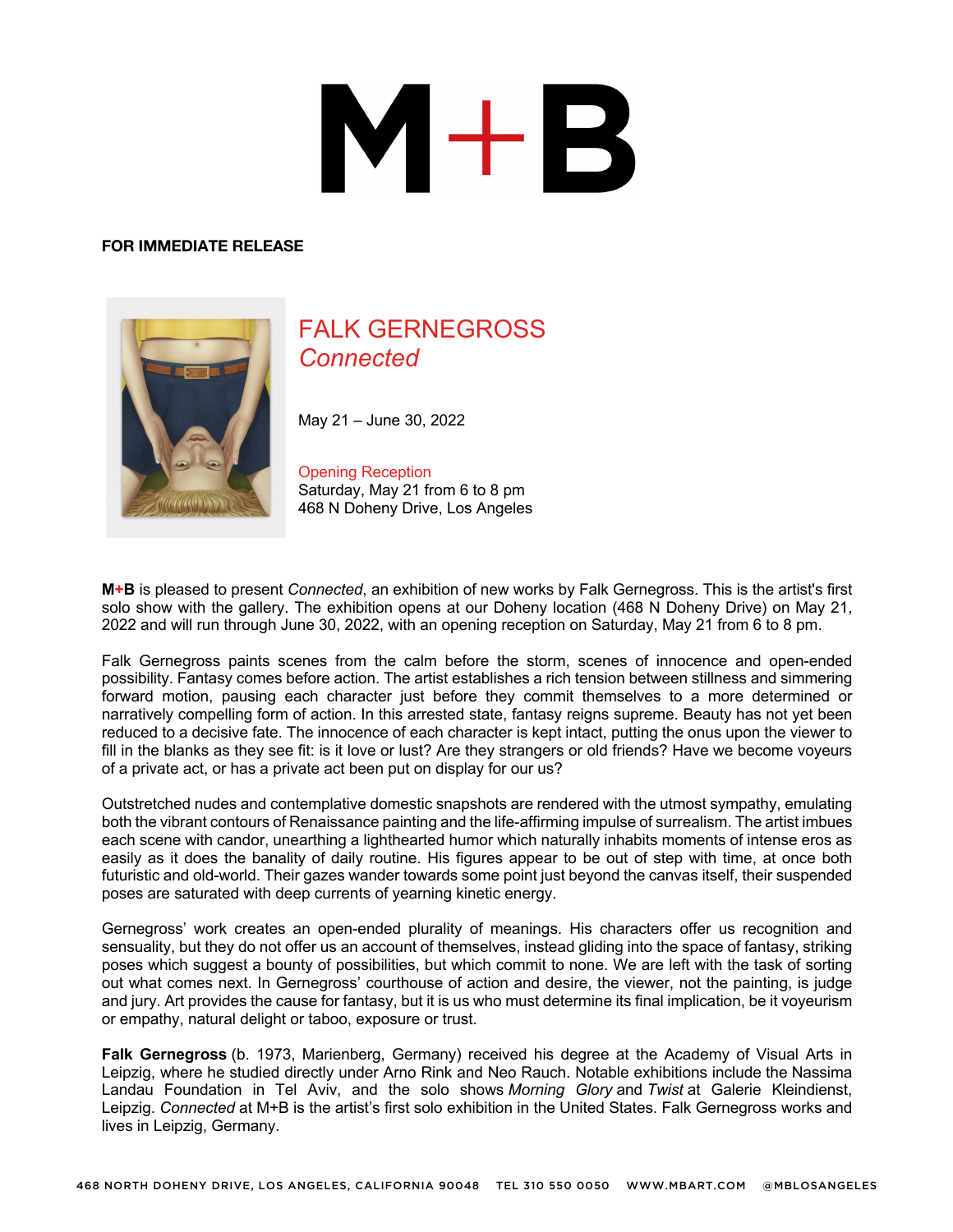# M+B

**FOR IMMEDIATE RELEASE**

## FALK GERNEGROSS
### *Connected*

May 21 – June 30, 2022

Opening Reception
Saturday, May 21 from 6 to 8 pm
468 N Doheny Drive, Los Angeles

**M+B** is pleased to present *Connected*, an exhibition of new works by Falk Gernegross. This is the artist's first solo show with the gallery. The exhibition opens at our Doheny location (468 N Doheny Drive) on May 21, 2022 and will run through June 30, 2022, with an opening reception on Saturday, May 21 from 6 to 8 pm.

Falk Gernegross paints scenes from the calm before the storm, scenes of innocence and open-ended possibility. Fantasy comes before action. The artist establishes a rich tension between stillness and simmering forward motion, pausing each character just before they commit themselves to a more determined or narratively compelling form of action. In this arrested state, fantasy reigns supreme. Beauty has not yet been reduced to a decisive fate. The innocence of each character is kept intact, putting the onus upon the viewer to fill in the blanks as they see fit: is it love or lust? Are they strangers or old friends? Have we become voyeurs of a private act, or has a private act been put on display for our us?

Outstretched nudes and contemplative domestic snapshots are rendered with the utmost sympathy, emulating both the vibrant contours of Renaissance painting and the life-affirming impulse of surrealism. The artist imbues each scene with candor, unearthing a lighthearted humor which naturally inhabits moments of intense eros as easily as it does the banality of daily routine. His figures appear to be out of step with time, at once both futuristic and old-world. Their gazes wander towards some point just beyond the canvas itself, their suspended poses are saturated with deep currents of yearning kinetic energy.

Gernegross' work creates an open-ended plurality of meanings. His characters offer us recognition and sensuality, but they do not offer us an account of themselves, instead gliding into the space of fantasy, striking poses which suggest a bounty of possibilities, but which commit to none. We are left with the task of sorting out what comes next. In Gernegross' courthouse of action and desire, the viewer, not the painting, is judge and jury. Art provides the cause for fantasy, but it is us who must determine its final implication, be it voyeurism or empathy, natural delight or taboo, exposure or trust.

**Falk Gernegross** (b. 1973, Marienberg, Germany) received his degree at the Academy of Visual Arts in Leipzig, where he studied directly under Arno Rink and Neo Rauch. Notable exhibitions include the Nassima Landau Foundation in Tel Aviv, and the solo shows *Morning Glory* and *Twist* at Galerie Kleindienst, Leipzig. *Connected* at M+B is the artist's first solo exhibition in the United States. Falk Gernegross works and lives in Leipzig, Germany.

468 NORTH DOHENY DRIVE, LOS ANGELES, CALIFORNIA 90048 TEL 310 550 0050 WWW.MBART.COM @MBLOSANGELES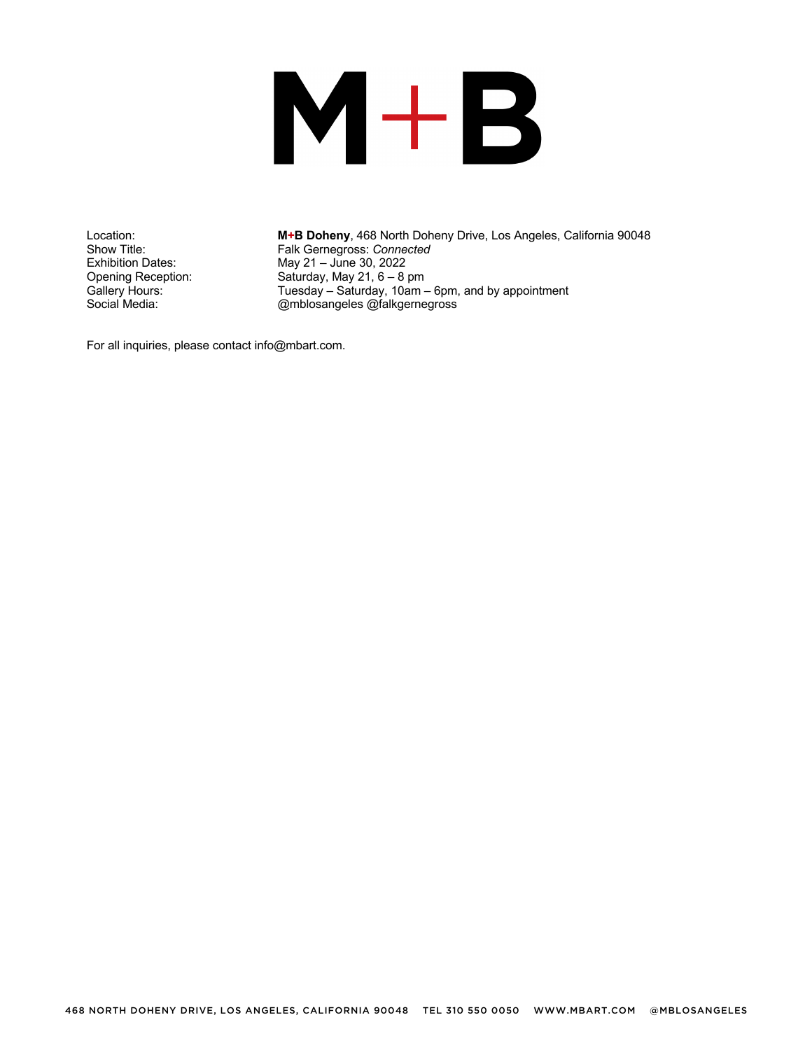# M+B

| | |
|---|---|
| Location: | **M+B Doheny**, 468 North Doheny Drive, Los Angeles, California 90048 |
| Show Title: | Falk Gernegross: *Connected* |
| Exhibition Dates: | May 21 – June 30, 2022 |
| Opening Reception: | Saturday, May 21, 6 – 8 pm |
| Gallery Hours: | Tuesday – Saturday, 10am – 6pm, and by appointment |
| Social Media: | @mblosangeles @falkgernegross |

For all inquiries, please contact info@mbart.com.

468 NORTH DOHENY DRIVE, LOS ANGELES, CALIFORNIA 90048  TEL 310 550 0050  WWW.MBART.COM  @MBLOSANGELES